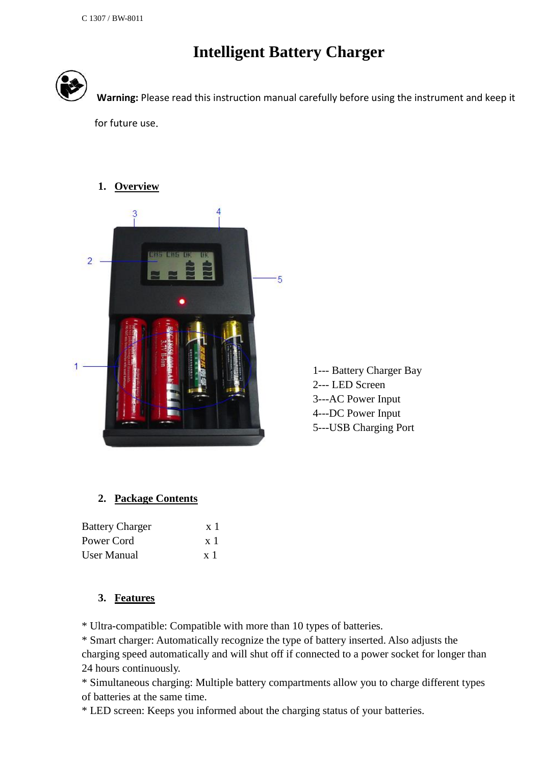C 1307 / BW-8011

# Intelligent Battery Charger

**Warning:** Please read this instruction manual carefully before using the instrument and keep it for future use.

## 1. Overview

1--- Battery Charger Bay
2--- LED Screen
3---AC Power Input
4---DC Power Input
5---USB Charging Port

## 2. Package Contents

| | |
|---|---|
| Battery Charger | x 1 |
| Power Cord | x 1 |
| User Manual | x 1 |

## 3. Features

* Ultra-compatible: Compatible with more than 10 types of batteries.
* Smart charger: Automatically recognize the type of battery inserted. Also adjusts the charging speed automatically and will shut off if connected to a power socket for longer than 24 hours continuously.
* Simultaneous charging: Multiple battery compartments allow you to charge different types of batteries at the same time.
* LED screen: Keeps you informed about the charging status of your batteries.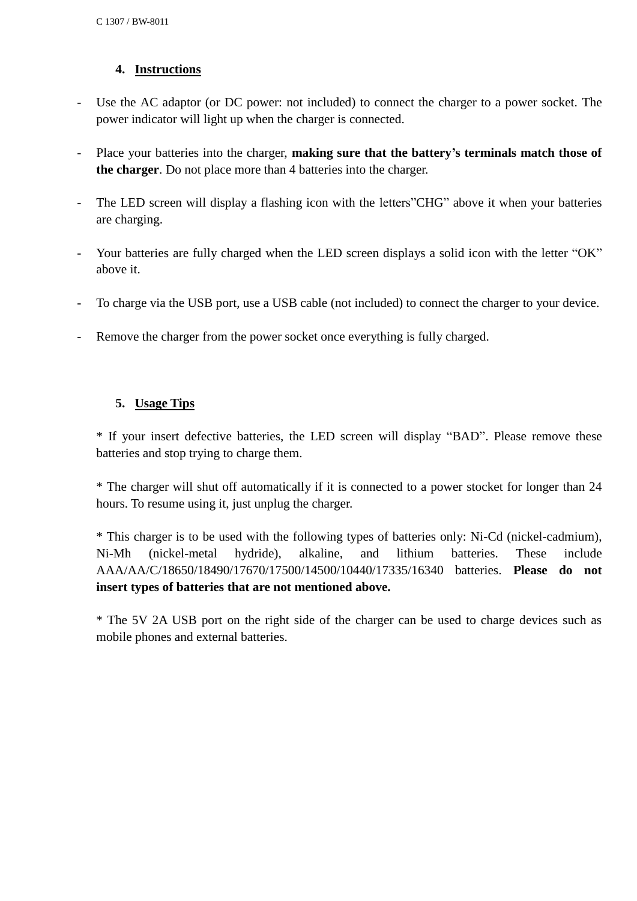## 4. Instructions

- Use the AC adaptor (or DC power: not included) to connect the charger to a power socket. The power indicator will light up when the charger is connected.

- Place your batteries into the charger, **making sure that the battery's terminals match those of the charger**. Do not place more than 4 batteries into the charger.

- The LED screen will display a flashing icon with the letters"CHG" above it when your batteries are charging.

- Your batteries are fully charged when the LED screen displays a solid icon with the letter "OK" above it.

- To charge via the USB port, use a USB cable (not included) to connect the charger to your device.

- Remove the charger from the power socket once everything is fully charged.

## 5. Usage Tips

* If your insert defective batteries, the LED screen will display "BAD". Please remove these batteries and stop trying to charge them.

* The charger will shut off automatically if it is connected to a power stocket for longer than 24 hours. To resume using it, just unplug the charger.

* This charger is to be used with the following types of batteries only: Ni-Cd (nickel-cadmium), Ni-Mh (nickel-metal hydride), alkaline, and lithium batteries. These include AAA/AA/C/18650/18490/17670/17500/14500/10440/17335/16340 batteries. **Please do not insert types of batteries that are not mentioned above.**

* The 5V 2A USB port on the right side of the charger can be used to charge devices such as mobile phones and external batteries.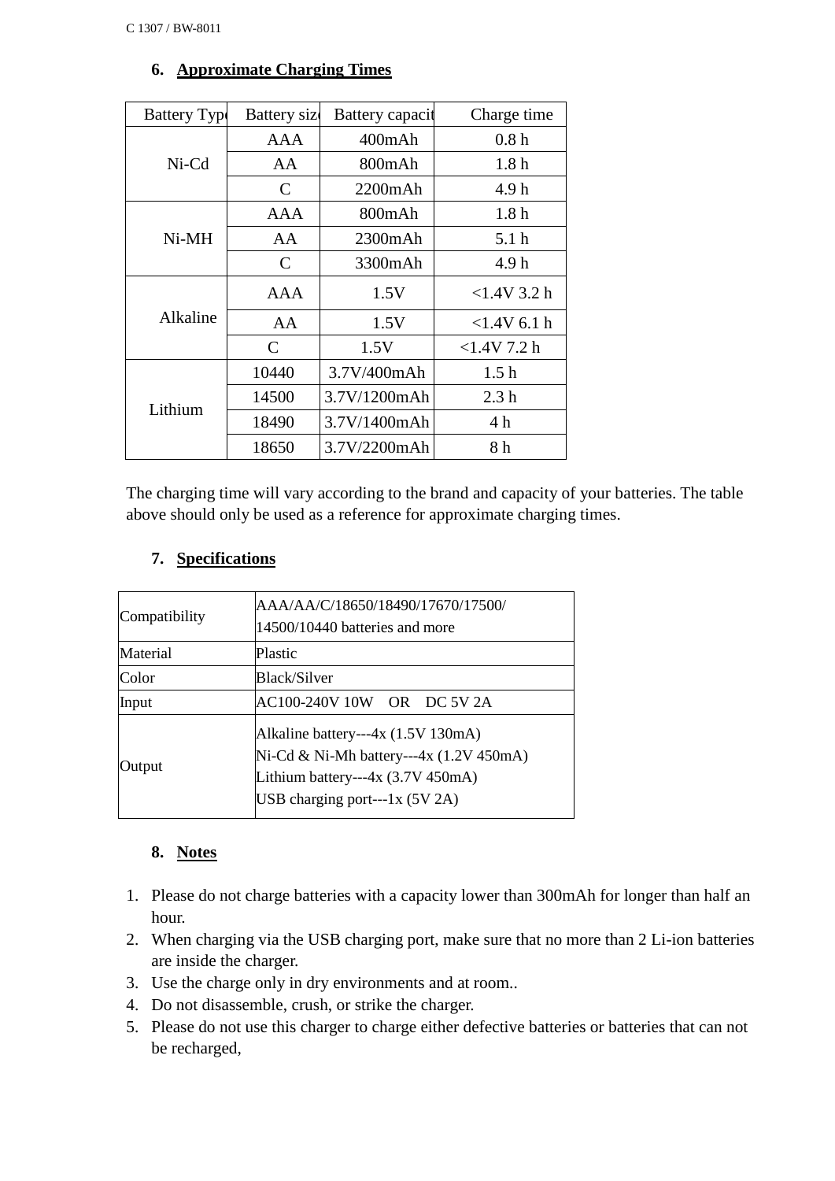## 6. Approximate Charging Times

| Battery Type | Battery size | Battery capacity | Charge time |
|---|---|---|---|
| Ni-Cd | AAA | 400mAh | 0.8 h |
| | AA | 800mAh | 1.8 h |
| | C | 2200mAh | 4.9 h |
| Ni-MH | AAA | 800mAh | 1.8 h |
| | AA | 2300mAh | 5.1 h |
| | C | 3300mAh | 4.9 h |
| Alkaline | AAA | 1.5V | <1.4V 3.2 h |
| | AA | 1.5V | <1.4V 6.1 h |
| | C | 1.5V | <1.4V 7.2 h |
| Lithium | 10440 | 3.7V/400mAh | 1.5 h |
| | 14500 | 3.7V/1200mAh | 2.3 h |
| | 18490 | 3.7V/1400mAh | 4 h |
| | 18650 | 3.7V/2200mAh | 8 h |

The charging time will vary according to the brand and capacity of your batteries. The table above should only be used as a reference for approximate charging times.

## 7. Specifications

| | |
|---|---|
| Compatibility | AAA/AA/C/18650/18490/17670/17500/ 14500/10440 batteries and more |
| Material | Plastic |
| Color | Black/Silver |
| Input | AC100-240V 10W OR DC 5V 2A |
| Output | Alkaline battery---4x (1.5V 130mA)<br>Ni-Cd & Ni-Mh battery---4x (1.2V 450mA)<br>Lithium battery---4x (3.7V 450mA)<br>USB charging port---1x (5V 2A) |

## 8. Notes

1. Please do not charge batteries with a capacity lower than 300mAh for longer than half an hour.
2. When charging via the USB charging port, make sure that no more than 2 Li-ion batteries are inside the charger.
3. Use the charge only in dry environments and at room..
4. Do not disassemble, crush, or strike the charger.
5. Please do not use this charger to charge either defective batteries or batteries that can not be recharged,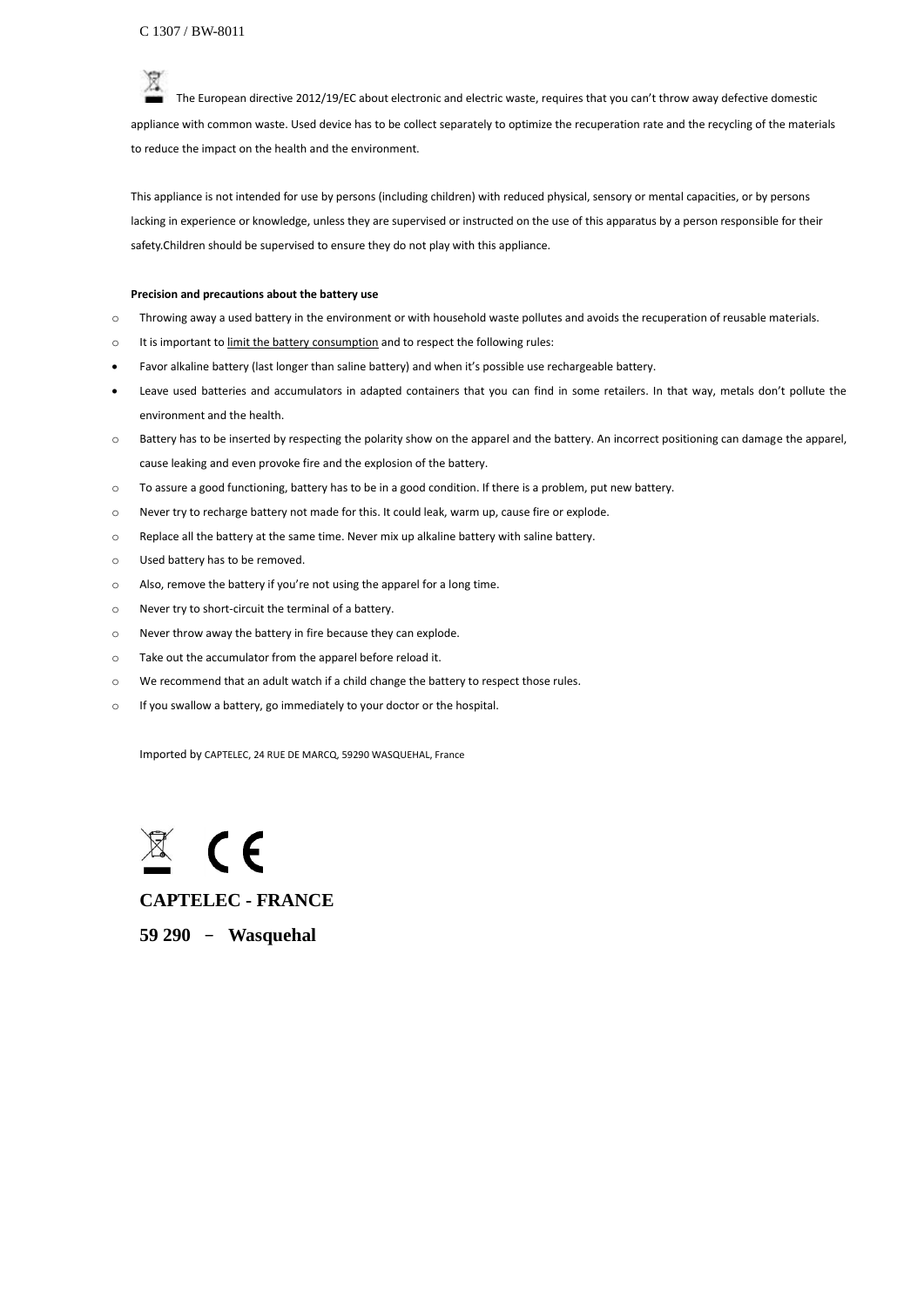C 1307 / BW-8011

The European directive 2012/19/EC about electronic and electric waste, requires that you can't throw away defective domestic appliance with common waste. Used device has to be collect separately to optimize the recuperation rate and the recycling of the materials to reduce the impact on the health and the environment.

This appliance is not intended for use by persons (including children) with reduced physical, sensory or mental capacities, or by persons lacking in experience or knowledge, unless they are supervised or instructed on the use of this apparatus by a person responsible for their safety.Children should be supervised to ensure they do not play with this appliance.

**Precision and precautions about the battery use**

- Throwing away a used battery in the environment or with household waste pollutes and avoids the recuperation of reusable materials.
- It is important to limit the battery consumption and to respect the following rules:
- Favor alkaline battery (last longer than saline battery) and when it's possible use rechargeable battery.
- Leave used batteries and accumulators in adapted containers that you can find in some retailers. In that way, metals don't pollute the environment and the health.
- Battery has to be inserted by respecting the polarity show on the apparel and the battery. An incorrect positioning can damage the apparel, cause leaking and even provoke fire and the explosion of the battery.
- To assure a good functioning, battery has to be in a good condition. If there is a problem, put new battery.
- Never try to recharge battery not made for this. It could leak, warm up, cause fire or explode.
- Replace all the battery at the same time. Never mix up alkaline battery with saline battery.
- Used battery has to be removed.
- Also, remove the battery if you're not using the apparel for a long time.
- Never try to short-circuit the terminal of a battery.
- Never throw away the battery in fire because they can explode.
- Take out the accumulator from the apparel before reload it.
- We recommend that an adult watch if a child change the battery to respect those rules.
- If you swallow a battery, go immediately to your doctor or the hospital.

Imported by CAPTELEC, 24 RUE DE MARCQ, 59290 WASQUEHAL, France

**CAPTELEC - FRANCE**

**59 290 – Wasquehal**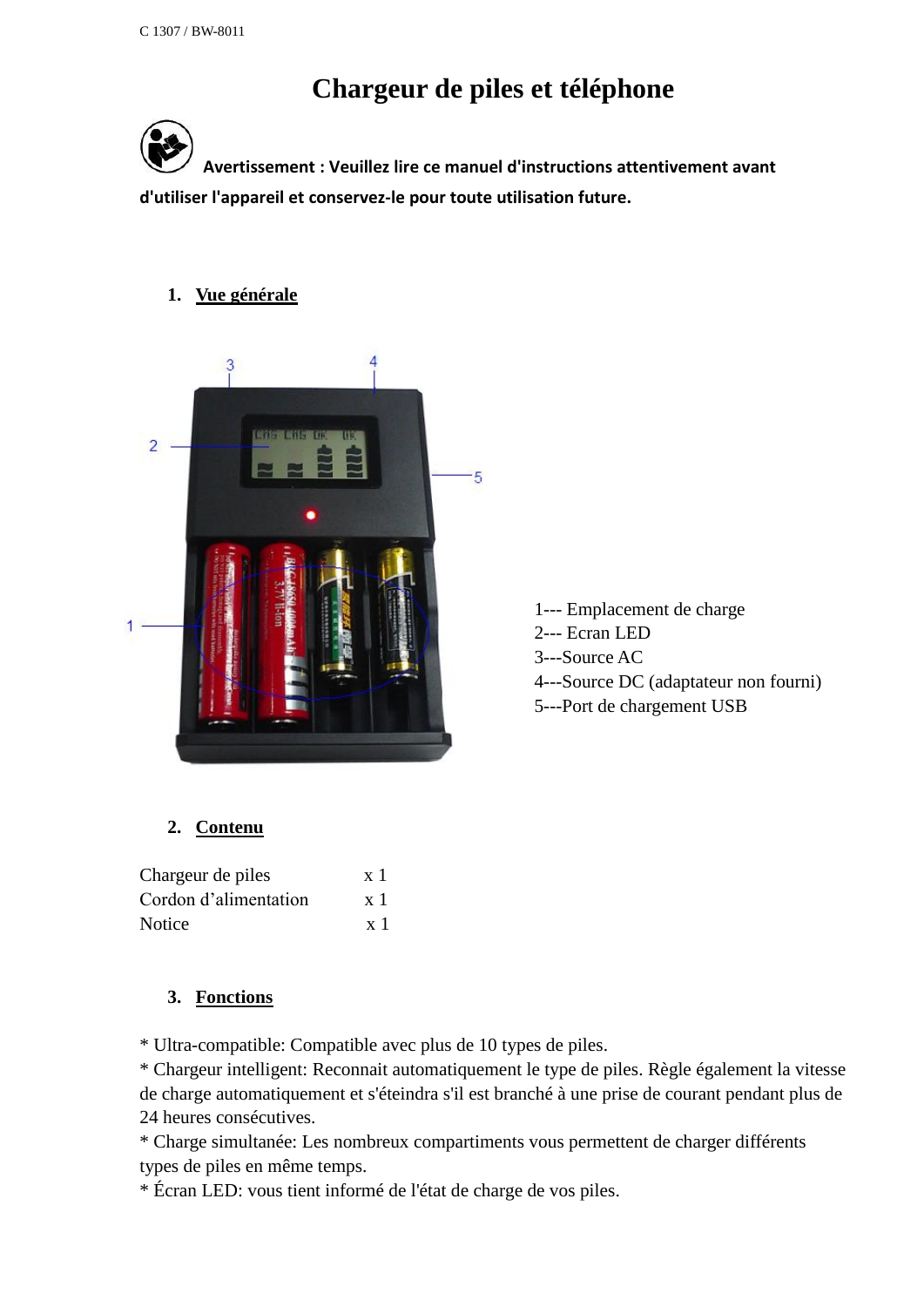C 1307 / BW-8011

# Chargeur de piles et téléphone

**Avertissement : Veuillez lire ce manuel d'instructions attentivement avant d'utiliser l'appareil et conservez-le pour toute utilisation future.**

## 1. Vue générale

1--- Emplacement de charge
2--- Ecran LED
3---Source AC
4---Source DC (adaptateur non fourni)
5---Port de chargement USB

## 2. Contenu

| | |
|---|---|
| Chargeur de piles | x 1 |
| Cordon d'alimentation | x 1 |
| Notice | x 1 |

## 3. Fonctions

* Ultra-compatible: Compatible avec plus de 10 types de piles.
* Chargeur intelligent: Reconnait automatiquement le type de piles. Règle également la vitesse de charge automatiquement et s'éteindra s'il est branché à une prise de courant pendant plus de 24 heures consécutives.
* Charge simultanée: Les nombreux compartiments vous permettent de charger différents types de piles en même temps.
* Écran LED: vous tient informé de l'état de charge de vos piles.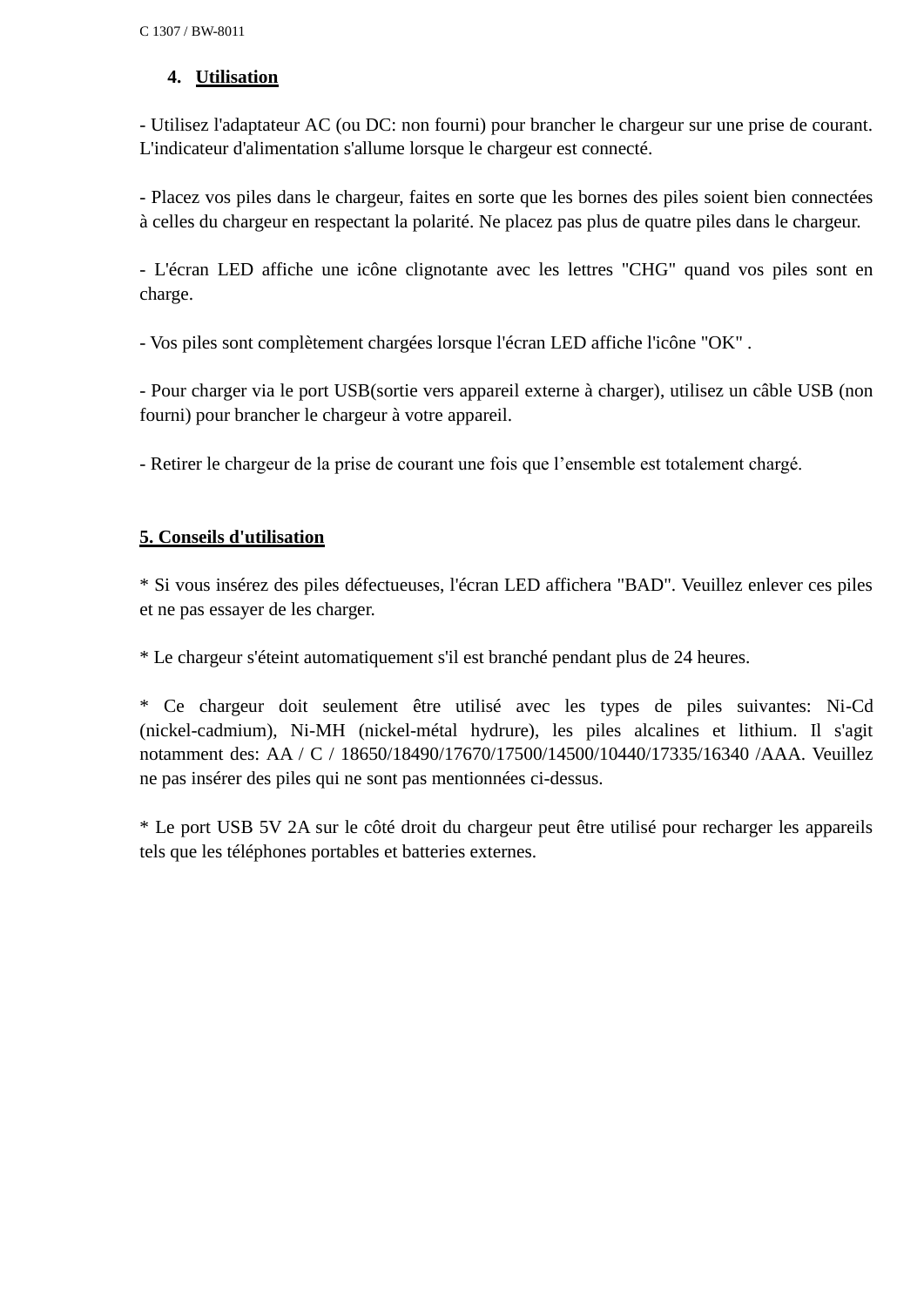## 4. Utilisation

- Utilisez l'adaptateur AC (ou DC: non fourni) pour brancher le chargeur sur une prise de courant. L'indicateur d'alimentation s'allume lorsque le chargeur est connecté.

- Placez vos piles dans le chargeur, faites en sorte que les bornes des piles soient bien connectées à celles du chargeur en respectant la polarité. Ne placez pas plus de quatre piles dans le chargeur.

- L'écran LED affiche une icône clignotante avec les lettres "CHG" quand vos piles sont en charge.

- Vos piles sont complètement chargées lorsque l'écran LED affiche l'icône "OK" .

- Pour charger via le port USB(sortie vers appareil externe à charger), utilisez un câble USB (non fourni) pour brancher le chargeur à votre appareil.

- Retirer le chargeur de la prise de courant une fois que l’ensemble est totalement chargé.

## 5. Conseils d'utilisation

* Si vous insérez des piles défectueuses, l'écran LED affichera "BAD". Veuillez enlever ces piles et ne pas essayer de les charger.

* Le chargeur s'éteint automatiquement s'il est branché pendant plus de 24 heures.

* Ce chargeur doit seulement être utilisé avec les types de piles suivantes: Ni-Cd (nickel-cadmium), Ni-MH (nickel-métal hydrure), les piles alcalines et lithium. Il s'agit notamment des: AA / C / 18650/18490/17670/17500/14500/10440/17335/16340 /AAA. Veuillez ne pas insérer des piles qui ne sont pas mentionnées ci-dessus.

* Le port USB 5V 2A sur le côté droit du chargeur peut être utilisé pour recharger les appareils tels que les téléphones portables et batteries externes.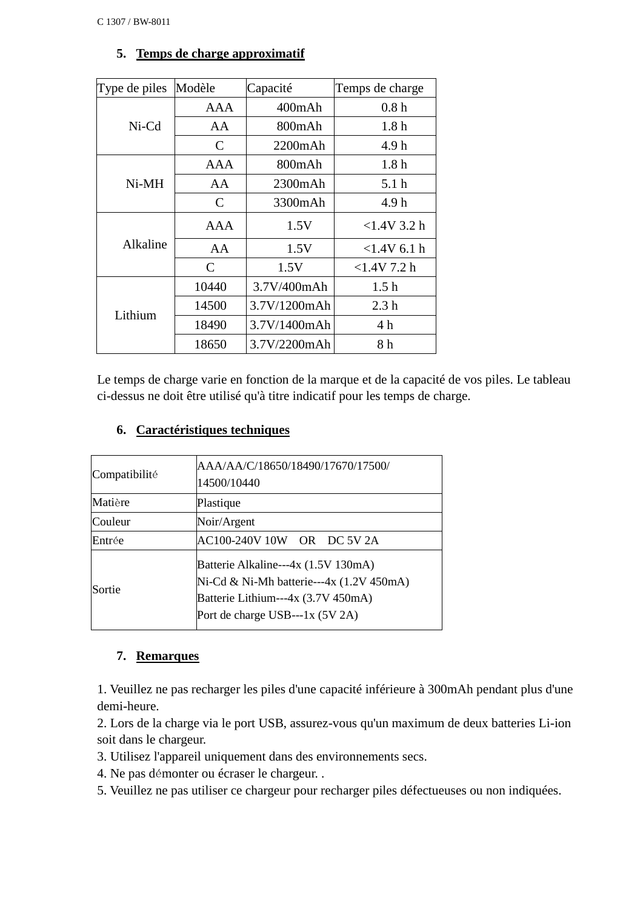## 5. Temps de charge approximatif

| Type de piles | Modèle | Capacité | Temps de charge |
|---|---|---|---|
| Ni-Cd | AAA | 400mAh | 0.8 h |
| | AA | 800mAh | 1.8 h |
| | C | 2200mAh | 4.9 h |
| Ni-MH | AAA | 800mAh | 1.8 h |
| | AA | 2300mAh | 5.1 h |
| | C | 3300mAh | 4.9 h |
| Alkaline | AAA | 1.5V | <1.4V 3.2 h |
| | AA | 1.5V | <1.4V 6.1 h |
| | C | 1.5V | <1.4V 7.2 h |
| Lithium | 10440 | 3.7V/400mAh | 1.5 h |
| | 14500 | 3.7V/1200mAh | 2.3 h |
| | 18490 | 3.7V/1400mAh | 4 h |
| | 18650 | 3.7V/2200mAh | 8 h |

Le temps de charge varie en fonction de la marque et de la capacité de vos piles. Le tableau ci-dessus ne doit être utilisé qu'à titre indicatif pour les temps de charge.

## 6. Caractéristiques techniques

| | |
|---|---|
| Compatibilité | AAA/AA/C/18650/18490/17670/17500/14500/10440 |
| Matière | Plastique |
| Couleur | Noir/Argent |
| Entrée | AC100-240V 10W OR DC 5V 2A |
| Sortie | Batterie Alkaline---4x (1.5V 130mA)<br>Ni-Cd & Ni-Mh batterie---4x (1.2V 450mA)<br>Batterie Lithium---4x (3.7V 450mA)<br>Port de charge USB---1x (5V 2A) |

## 7. Remarques

1. Veuillez ne pas recharger les piles d'une capacité inférieure à 300mAh pendant plus d'une demi-heure.
2. Lors de la charge via le port USB, assurez-vous qu'un maximum de deux batteries Li-ion soit dans le chargeur.
3. Utilisez l'appareil uniquement dans des environnements secs.
4. Ne pas démonter ou écraser le chargeur. .
5. Veuillez ne pas utiliser ce chargeur pour recharger piles défectueuses ou non indiquées.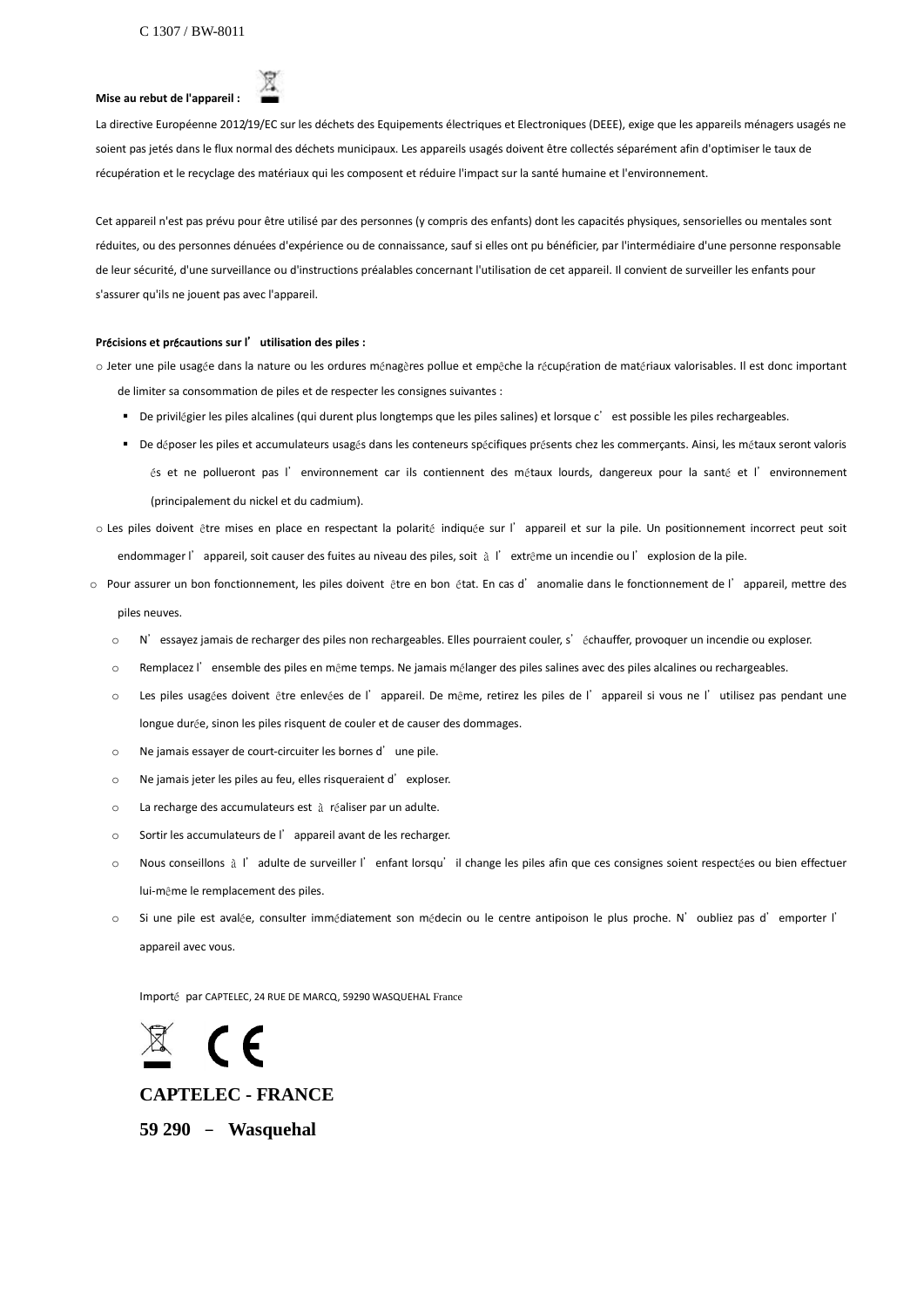**Mise au rebut de l'appareil :**

La directive Européenne 2012/19/EC sur les déchets des Equipements électriques et Electroniques (DEEE), exige que les appareils ménagers usagés ne soient pas jetés dans le flux normal des déchets municipaux. Les appareils usagés doivent être collectés séparément afin d'optimiser le taux de récupération et le recyclage des matériaux qui les composent et réduire l'impact sur la santé humaine et l'environnement.

Cet appareil n'est pas prévu pour être utilisé par des personnes (y compris des enfants) dont les capacités physiques, sensorielles ou mentales sont réduites, ou des personnes dénuées d'expérience ou de connaissance, sauf si elles ont pu bénéficier, par l'intermédiaire d'une personne responsable de leur sécurité, d'une surveillance ou d'instructions préalables concernant l'utilisation de cet appareil. Il convient de surveiller les enfants pour s'assurer qu'ils ne jouent pas avec l'appareil.

**Précisions et précautions sur l'utilisation des piles :**

- Jeter une pile usagée dans la nature ou les ordures ménagères pollue et empêche la récupération de matériaux valorisables. Il est donc important de limiter sa consommation de piles et de respecter les consignes suivantes :
  - De privilégier les piles alcalines (qui durent plus longtemps que les piles salines) et lorsque c'est possible les piles rechargeables.
  - De déposer les piles et accumulateurs usagés dans les conteneurs spécifiques présents chez les commerçants. Ainsi, les métaux seront valorisés et ne pollueront pas l'environnement car ils contiennent des métaux lourds, dangereux pour la santé et l'environnement (principalement du nickel et du cadmium).
- Les piles doivent être mises en place en respectant la polarité indiquée sur l'appareil et sur la pile. Un positionnement incorrect peut soit endommager l'appareil, soit causer des fuites au niveau des piles, soit à l'extrême un incendie ou l'explosion de la pile.
- Pour assurer un bon fonctionnement, les piles doivent être en bon état. En cas d'anomalie dans le fonctionnement de l'appareil, mettre des piles neuves.
  - N'essayez jamais de recharger des piles non rechargeables. Elles pourraient couler, s'échauffer, provoquer un incendie ou exploser.
  - Remplacez l'ensemble des piles en même temps. Ne jamais mélanger des piles salines avec des piles alcalines ou rechargeables.
  - Les piles usagées doivent être enlevées de l'appareil. De même, retirez les piles de l'appareil si vous ne l'utilisez pas pendant une longue durée, sinon les piles risquent de couler et de causer des dommages.
  - Ne jamais essayer de court-circuiter les bornes d'une pile.
  - Ne jamais jeter les piles au feu, elles risqueraient d'exploser.
  - La recharge des accumulateurs est à réaliser par un adulte.
  - Sortir les accumulateurs de l'appareil avant de les recharger.
  - Nous conseillons à l'adulte de surveiller l'enfant lorsqu'il change les piles afin que ces consignes soient respectées ou bien effectuer lui-même le remplacement des piles.
  - Si une pile est avalée, consulter immédiatement son médecin ou le centre antipoison le plus proche. N'oubliez pas d'emporter l'appareil avec vous.

Importé par CAPTELEC, 24 RUE DE MARCQ, 59290 WASQUEHAL France

CE

**CAPTELEC - FRANCE**

**59 290 – Wasquehal**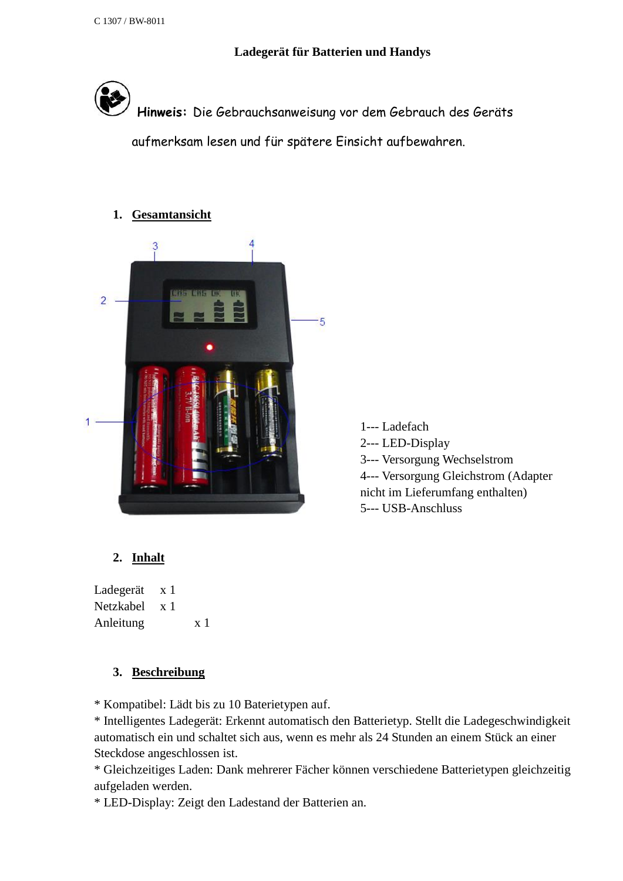C 1307 / BW-8011

# Ladegerät für Batterien und Handys

**Hinweis:** Die Gebrauchsanweisung vor dem Gebrauch des Geräts aufmerksam lesen und für spätere Einsicht aufbewahren.

## 1. Gesamtansicht

1--- Ladefach
2--- LED-Display
3--- Versorgung Wechselstrom
4--- Versorgung Gleichstrom (Adapter nicht im Lieferumfang enthalten)
5--- USB-Anschluss

## 2. Inhalt

Ladegerät x 1
Netzkabel x 1
Anleitung x 1

## 3. Beschreibung

* Kompatibel: Lädt bis zu 10 Batterietypen auf.
* Intelligentes Ladegerät: Erkennt automatisch den Batterietyp. Stellt die Ladegeschwindigkeit automatisch ein und schaltet sich aus, wenn es mehr als 24 Stunden an einem Stück an einer Steckdose angeschlossen ist.
* Gleichzeitiges Laden: Dank mehrerer Fächer können verschiedene Batterietypen gleichzeitig aufgeladen werden.
* LED-Display: Zeigt den Ladestand der Batterien an.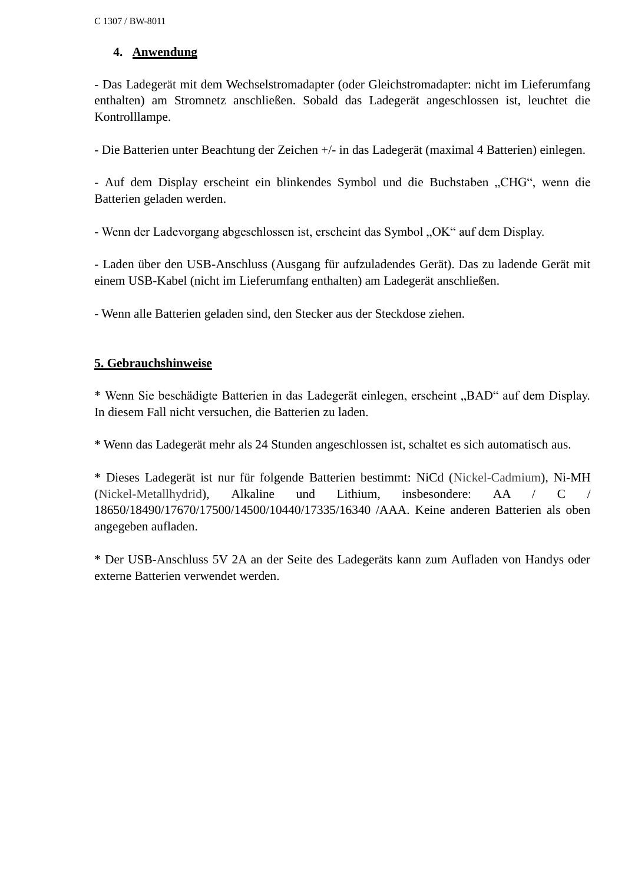## 4. Anwendung

- Das Ladegerät mit dem Wechselstromadapter (oder Gleichstromadapter: nicht im Lieferumfang enthalten) am Stromnetz anschließen. Sobald das Ladegerät angeschlossen ist, leuchtet die Kontrolllampe.

- Die Batterien unter Beachtung der Zeichen +/- in das Ladegerät (maximal 4 Batterien) einlegen.

- Auf dem Display erscheint ein blinkendes Symbol und die Buchstaben „CHG", wenn die Batterien geladen werden.

- Wenn der Ladevorgang abgeschlossen ist, erscheint das Symbol „OK" auf dem Display.

- Laden über den USB-Anschluss (Ausgang für aufzuladendes Gerät). Das zu ladende Gerät mit einem USB-Kabel (nicht im Lieferumfang enthalten) am Ladegerät anschließen.

- Wenn alle Batterien geladen sind, den Stecker aus der Steckdose ziehen.

## 5. Gebrauchshinweise

* Wenn Sie beschädigte Batterien in das Ladegerät einlegen, erscheint „BAD" auf dem Display. In diesem Fall nicht versuchen, die Batterien zu laden.

* Wenn das Ladegerät mehr als 24 Stunden angeschlossen ist, schaltet es sich automatisch aus.

* Dieses Ladegerät ist nur für folgende Batterien bestimmt: NiCd (Nickel-Cadmium), Ni-MH (Nickel-Metallhydrid), Alkaline und Lithium, insbesondere: AA / C / 18650/18490/17670/17500/14500/10440/17335/16340 /AAA. Keine anderen Batterien als oben angegeben aufladen.

* Der USB-Anschluss 5V 2A an der Seite des Ladegeräts kann zum Aufladen von Handys oder externe Batterien verwendet werden.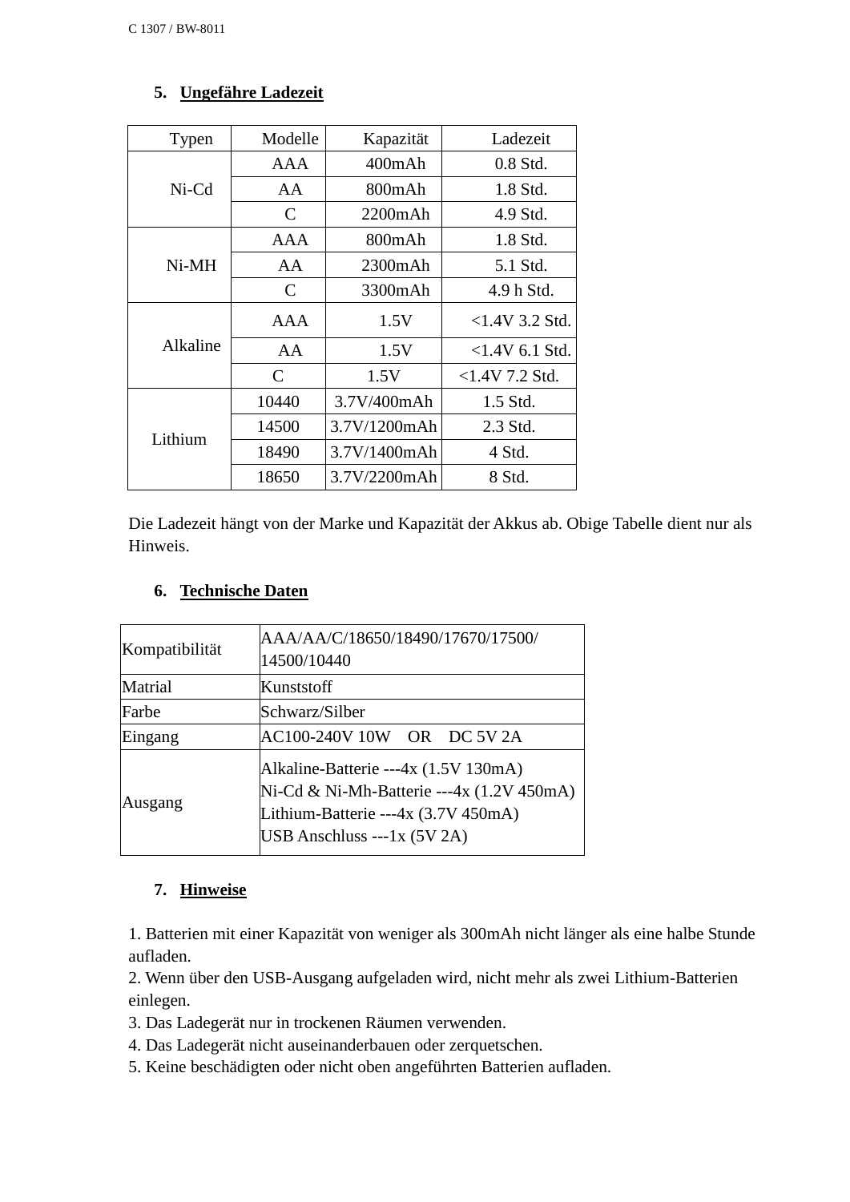## 5. Ungefähre Ladezeit

| Typen | Modelle | Kapazität | Ladezeit |
|---|---|---|---|
| Ni-Cd | AAA | 400mAh | 0.8 Std. |
| | AA | 800mAh | 1.8 Std. |
| | C | 2200mAh | 4.9 Std. |
| Ni-MH | AAA | 800mAh | 1.8 Std. |
| | AA | 2300mAh | 5.1 Std. |
| | C | 3300mAh | 4.9 h Std. |
| Alkaline | AAA | 1.5V | <1.4V 3.2 Std. |
| | AA | 1.5V | <1.4V 6.1 Std. |
| | C | 1.5V | <1.4V 7.2 Std. |
| Lithium | 10440 | 3.7V/400mAh | 1.5 Std. |
| | 14500 | 3.7V/1200mAh | 2.3 Std. |
| | 18490 | 3.7V/1400mAh | 4 Std. |
| | 18650 | 3.7V/2200mAh | 8 Std. |

Die Ladezeit hängt von der Marke und Kapazität der Akkus ab. Obige Tabelle dient nur als Hinweis.

## 6. Technische Daten

| | |
|---|---|
| Kompatibilität | AAA/AA/C/18650/18490/17670/17500/14500/10440 |
| Matrial | Kunststoff |
| Farbe | Schwarz/Silber |
| Eingang | AC100-240V 10W OR DC 5V 2A |
| Ausgang | Alkaline-Batterie ---4x (1.5V 130mA)<br>Ni-Cd & Ni-Mh-Batterie ---4x (1.2V 450mA)<br>Lithium-Batterie ---4x (3.7V 450mA)<br>USB Anschluss ---1x (5V 2A) |

## 7. Hinweise

1. Batterien mit einer Kapazität von weniger als 300mAh nicht länger als eine halbe Stunde aufladen.
2. Wenn über den USB-Ausgang aufgeladen wird, nicht mehr als zwei Lithium-Batterien einlegen.
3. Das Ladegerät nur in trockenen Räumen verwenden.
4. Das Ladegerät nicht auseinanderbauen oder zerquetschen.
5. Keine beschädigten oder nicht oben angeführten Batterien aufladen.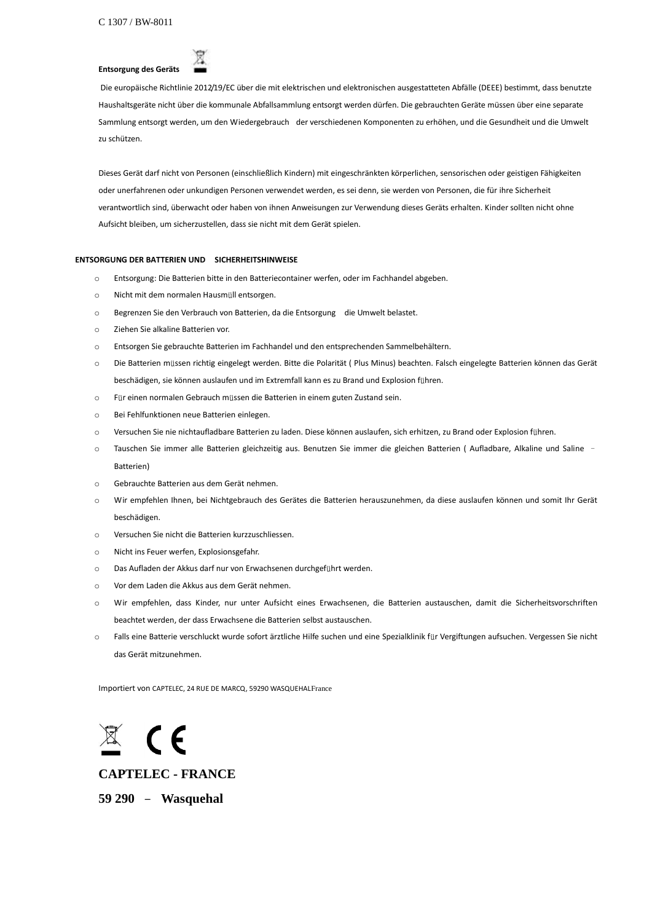**Entsorgung des Geräts**

Die europäische Richtlinie 2012/19/EC über die mit elektrischen und elektronischen ausgestatteten Abfälle (DEEE) bestimmt, dass benutzte Haushaltsgeräte nicht über die kommunale Abfallsammlung entsorgt werden dürfen. Die gebrauchten Geräte müssen über eine separate Sammlung entsorgt werden, um den Wiedergebrauch der verschiedenen Komponenten zu erhöhen, und die Gesundheit und die Umwelt zu schützen.

Dieses Gerät darf nicht von Personen (einschließlich Kindern) mit eingeschränkten körperlichen, sensorischen oder geistigen Fähigkeiten oder unerfahrenen oder unkundigen Personen verwendet werden, es sei denn, sie werden von Personen, die für ihre Sicherheit verantwortlich sind, überwacht oder haben von ihnen Anweisungen zur Verwendung dieses Geräts erhalten. Kinder sollten nicht ohne Aufsicht bleiben, um sicherzustellen, dass sie nicht mit dem Gerät spielen.

**ENTSORGUNG DER BATTERIEN UND SICHERHEITSHINWEISE**

- Entsorgung: Die Batterien bitte in den Batteriecontainer werfen, oder im Fachhandel abgeben.
- Nicht mit dem normalen Hausmüll entsorgen.
- Begrenzen Sie den Verbrauch von Batterien, da die Entsorgung die Umwelt belastet.
- Ziehen Sie alkaline Batterien vor.
- Entsorgen Sie gebrauchte Batterien im Fachhandel und den entsprechenden Sammelbehältern.
- Die Batterien müssen richtig eingelegt werden. Bitte die Polarität ( Plus Minus) beachten. Falsch eingelegte Batterien können das Gerät beschädigen, sie können auslaufen und im Extremfall kann es zu Brand und Explosion führen.
- Für einen normalen Gebrauch müssen die Batterien in einem guten Zustand sein.
- Bei Fehlfunktionen neue Batterien einlegen.
- Versuchen Sie nie nichtaufladbare Batterien zu laden. Diese können auslaufen, sich erhitzen, zu Brand oder Explosion führen.
- Tauschen Sie immer alle Batterien gleichzeitig aus. Benutzen Sie immer die gleichen Batterien ( Aufladbare, Alkaline und Saline – Batterien)
- Gebrauchte Batterien aus dem Gerät nehmen.
- Wir empfehlen Ihnen, bei Nichtgebrauch des Gerätes die Batterien herauszunehmen, da diese auslaufen können und somit Ihr Gerät beschädigen.
- Versuchen Sie nicht die Batterien kurzzuschliessen.
- Nicht ins Feuer werfen, Explosionsgefahr.
- Das Aufladen der Akkus darf nur von Erwachsenen durchgeführt werden.
- Vor dem Laden die Akkus aus dem Gerät nehmen.
- Wir empfehlen, dass Kinder, nur unter Aufsicht eines Erwachsenen, die Batterien austauschen, damit die Sicherheitsvorschriften beachtet werden, der dass Erwachsene die Batterien selbst austauschen.
- Falls eine Batterie verschluckt wurde sofort ärztliche Hilfe suchen und eine Spezialklinik für Vergiftungen aufsuchen. Vergessen Sie nicht das Gerät mitzunehmen.

Importiert von CAPTELEC, 24 RUE DE MARCQ, 59290 WASQUEHAL France

**CAPTELEC - FRANCE**

**59 290 – Wasquehal**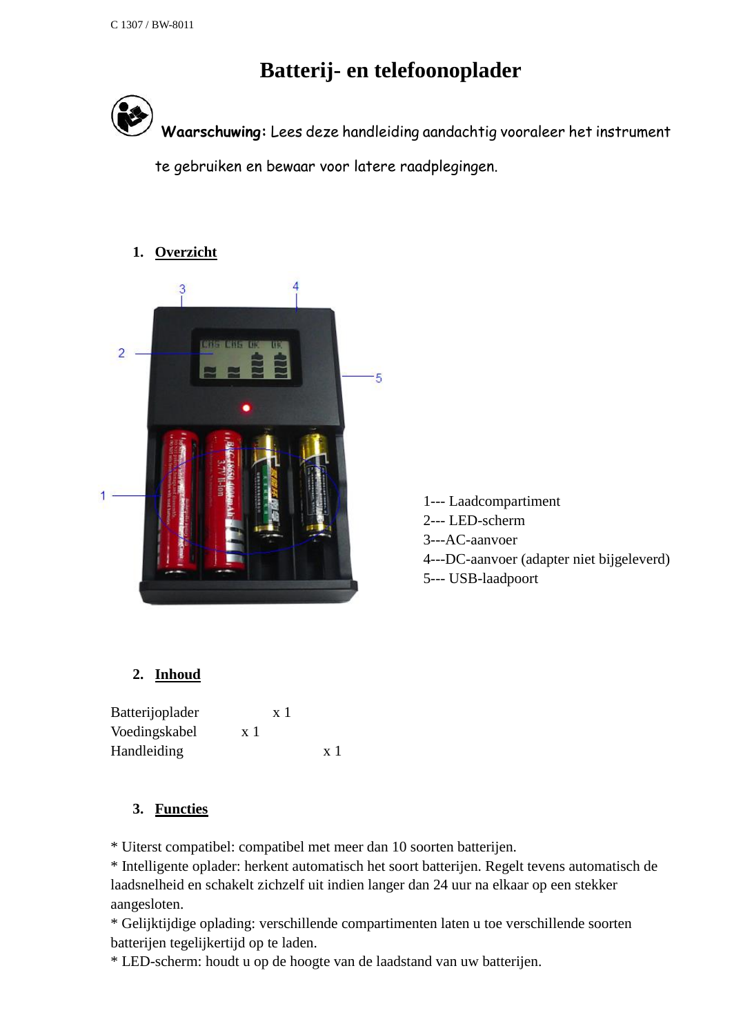C 1307 / BW-8011

# Batterij- en telefoonoplader

**Waarschuwing:** Lees deze handleiding aandachtig vooraleer het instrument te gebruiken en bewaar voor latere raadplegingen.

## 1. Overzicht

1--- Laadcompartiment
2--- LED-scherm
3---AC-aanvoer
4---DC-aanvoer (adapter niet bijgeleverd)
5--- USB-laadpoort

## 2. Inhoud

| | |
|---|---|
| Batterijoplader | x 1 |
| Voedingskabel | x 1 |
| Handleiding | x 1 |

## 3. Functies

* Uiterst compatibel: compatibel met meer dan 10 soorten batterijen.
* Intelligente oplader: herkent automatisch het soort batterijen. Regelt tevens automatisch de laadsnelheid en schakelt zichzelf uit indien langer dan 24 uur na elkaar op een stekker aangesloten.
* Gelijktijdige oplading: verschillende compartimenten laten u toe verschillende soorten batterijen tegelijkertijd op te laden.
* LED-scherm: houdt u op de hoogte van de laadstand van uw batterijen.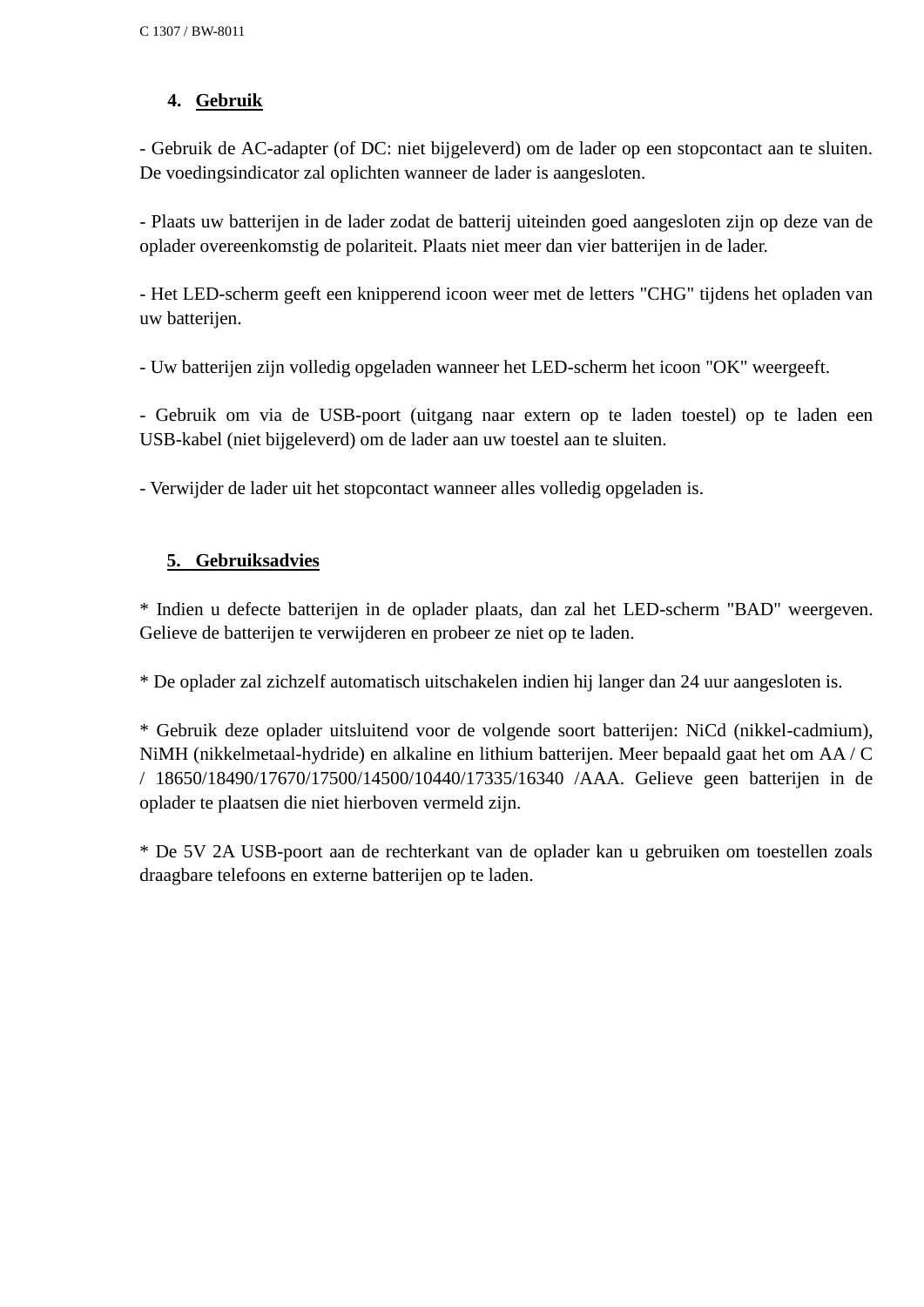## 4. Gebruik

- Gebruik de AC-adapter (of DC: niet bijgeleverd) om de lader op een stopcontact aan te sluiten. De voedingsindicator zal oplichten wanneer de lader is aangesloten.

- Plaats uw batterijen in de lader zodat de batterij uiteinden goed aangesloten zijn op deze van de oplader overeenkomstig de polariteit. Plaats niet meer dan vier batterijen in de lader.

- Het LED-scherm geeft een knipperend icoon weer met de letters "CHG" tijdens het opladen van uw batterijen.

- Uw batterijen zijn volledig opgeladen wanneer het LED-scherm het icoon "OK" weergeeft.

- Gebruik om via de USB-poort (uitgang naar extern op te laden toestel) op te laden een USB-kabel (niet bijgeleverd) om de lader aan uw toestel aan te sluiten.

- Verwijder de lader uit het stopcontact wanneer alles volledig opgeladen is.

## 5. Gebruiksadvies

* Indien u defecte batterijen in de oplader plaats, dan zal het LED-scherm "BAD" weergeven. Gelieve de batterijen te verwijderen en probeer ze niet op te laden.

* De oplader zal zichzelf automatisch uitschakelen indien hij langer dan 24 uur aangesloten is.

* Gebruik deze oplader uitsluitend voor de volgende soort batterijen: NiCd (nikkel-cadmium), NiMH (nikkelmetaal-hydride) en alkaline en lithium batterijen. Meer bepaald gaat het om AA / C / 18650/18490/17670/17500/14500/10440/17335/16340 /AAA. Gelieve geen batterijen in de oplader te plaatsen die niet hierboven vermeld zijn.

* De 5V 2A USB-poort aan de rechterkant van de oplader kan u gebruiken om toestellen zoals draagbare telefoons en externe batterijen op te laden.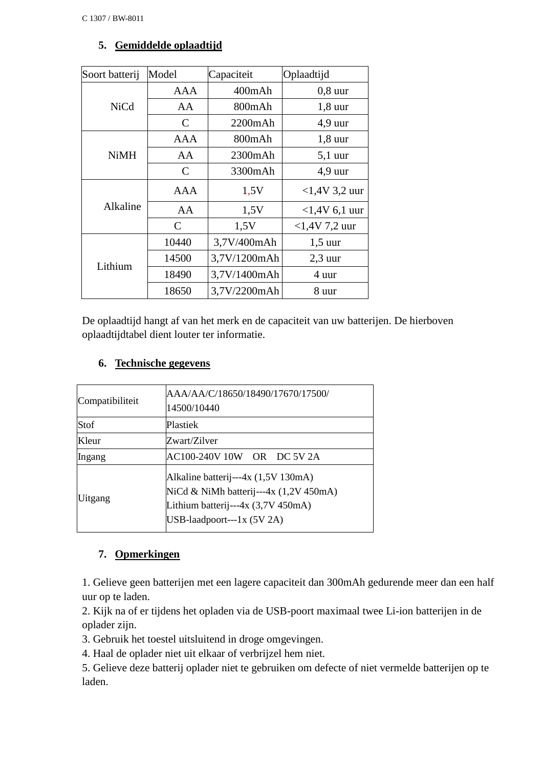## 5. Gemiddelde oplaadtijd

| Soort batterij | Model | Capaciteit | Oplaadtijd |
|---|---|---|---|
| NiCd | AAA | 400mAh | 0,8 uur |
| | AA | 800mAh | 1,8 uur |
| | C | 2200mAh | 4,9 uur |
| NiMH | AAA | 800mAh | 1,8 uur |
| | AA | 2300mAh | 5,1 uur |
| | C | 3300mAh | 4,9 uur |
| Alkaline | AAA | 1,5V | <1,4V 3,2 uur |
| | AA | 1,5V | <1,4V 6,1 uur |
| | C | 1,5V | <1,4V 7,2 uur |
| Lithium | 10440 | 3,7V/400mAh | 1,5 uur |
| | 14500 | 3,7V/1200mAh | 2,3 uur |
| | 18490 | 3,7V/1400mAh | 4 uur |
| | 18650 | 3,7V/2200mAh | 8 uur |

De oplaadtijd hangt af van het merk en de capaciteit van uw batterijen. De hierboven oplaadtijdtabel dient louter ter informatie.

## 6. Technische gegevens

| | |
|---|---|
| Compatibiliteit | AAA/AA/C/18650/18490/17670/17500/14500/10440 |
| Stof | Plastiek |
| Kleur | Zwart/Zilver |
| Ingang | AC100-240V 10W OR DC 5V 2A |
| Uitgang | Alkaline batterij---4x (1,5V 130mA)<br>NiCd & NiMh batterij---4x (1,2V 450mA)<br>Lithium batterij---4x (3,7V 450mA)<br>USB-laadpoort---1x (5V 2A) |

## 7. Opmerkingen

1. Gelieve geen batterijen met een lagere capaciteit dan 300mAh gedurende meer dan een half uur op te laden.
2. Kijk na of er tijdens het opladen via de USB-poort maximaal twee Li-ion batterijen in de oplader zijn.
3. Gebruik het toestel uitsluitend in droge omgevingen.
4. Haal de oplader niet uit elkaar of verbrijzel hem niet.
5. Gelieve deze batterij oplader niet te gebruiken om defecte of niet vermelde batterijen op te laden.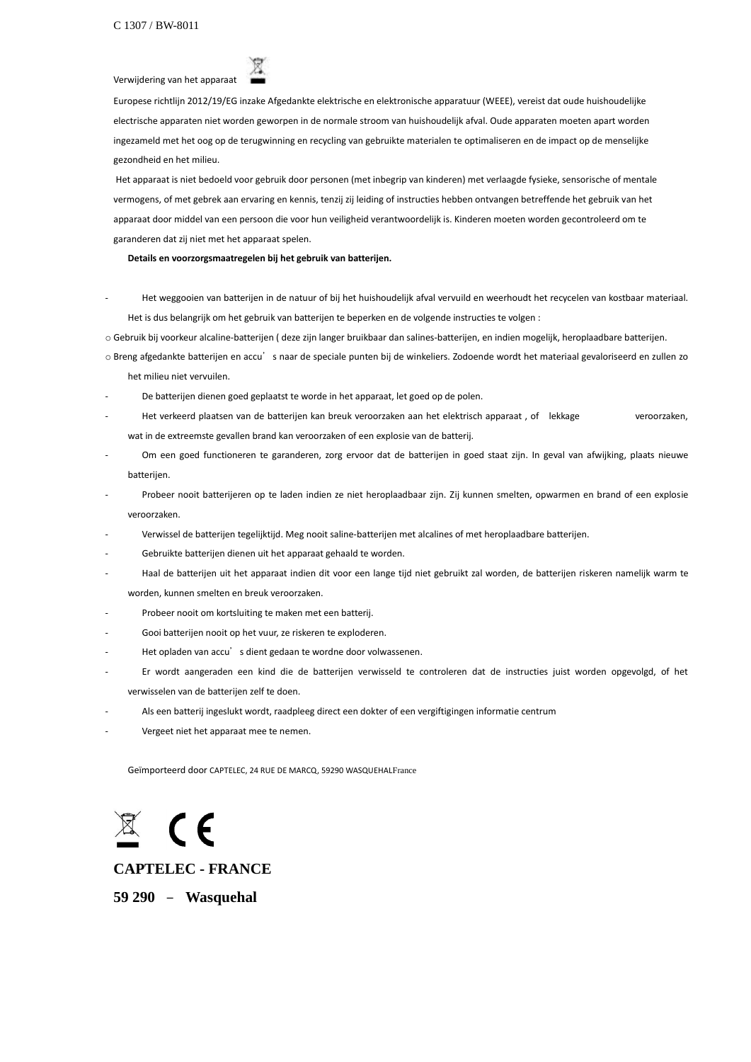Verwijdering van het apparaat

Europese richtlijn 2012/19/EG inzake Afgedankte elektrische en elektronische apparatuur (WEEE), vereist dat oude huishoudelijke electrische apparaten niet worden geworpen in de normale stroom van huishoudelijk afval. Oude apparaten moeten apart worden ingezameld met het oog op de terugwinning en recycling van gebruikte materialen te optimaliseren en de impact op de menselijke gezondheid en het milieu.

Het apparaat is niet bedoeld voor gebruik door personen (met inbegrip van kinderen) met verlaagde fysieke, sensorische of mentale vermogens, of met gebrek aan ervaring en kennis, tenzij zij leiding of instructies hebben ontvangen betreffende het gebruik van het apparaat door middel van een persoon die voor hun veiligheid verantwoordelijk is. Kinderen moeten worden gecontroleerd om te garanderen dat zij niet met het apparaat spelen.

**Details en voorzorgsmaatregelen bij het gebruik van batterijen.**

- Het weggooien van batterijen in de natuur of bij het huishoudelijk afval vervuild en weerhoudt het recycelen van kostbaar materiaal. Het is dus belangrijk om het gebruik van batterijen te beperken en de volgende instructies te volgen :
  - Gebruik bij voorkeur alcaline-batterijen ( deze zijn langer bruikbaar dan salines-batterijen, en indien mogelijk, heroplaadbare batterijen.
  - Breng afgedankte batterijen en accu's naar de speciale punten bij de winkeliers. Zodoende wordt het materiaal gevaloriseerd en zullen zo het milieu niet vervuilen.
- De batterijen dienen goed geplaatst te worde in het apparaat, let goed op de polen.
- Het verkeerd plaatsen van de batterijen kan breuk veroorzaken aan het elektrisch apparaat , of lekkage veroorzaken, wat in de extreemste gevallen brand kan veroorzaken of een explosie van de batterij.
- Om een goed functioneren te garanderen, zorg ervoor dat de batterijen in goed staat zijn. In geval van afwijking, plaats nieuwe batterijen.
- Probeer nooit batterijeren op te laden indien ze niet heroplaadbaar zijn. Zij kunnen smelten, opwarmen en brand of een explosie veroorzaken.
- Verwissel de batterijen tegelijktijd. Meg nooit saline-batterijen met alcalines of met heroplaadbare batterijen.
- Gebruikte batterijen dienen uit het apparaat gehaald te worden.
- Haal de batterijen uit het apparaat indien dit voor een lange tijd niet gebruikt zal worden, de batterijen riskeren namelijk warm te worden, kunnen smelten en breuk veroorzaken.
- Probeer nooit om kortsluiting te maken met een batterij.
- Gooi batterijen nooit op het vuur, ze riskeren te exploderen.
- Het opladen van accu's dient gedaan te wordne door volwassenen.
- Er wordt aangeraden een kind die de batterijen verwisseld te controleren dat de instructies juist worden opgevolgd, of het verwisselen van de batterijen zelf te doen.
- Als een batterij ingeslukt wordt, raadpleeg direct een dokter of een vergiftigingen informatie centrum
- Vergeet niet het apparaat mee te nemen.

Geïmporteerd door CAPTELEC, 24 RUE DE MARCQ, 59290 WASQUEHALFrance

**CAPTELEC - FRANCE**

**59 290 – Wasquehal**